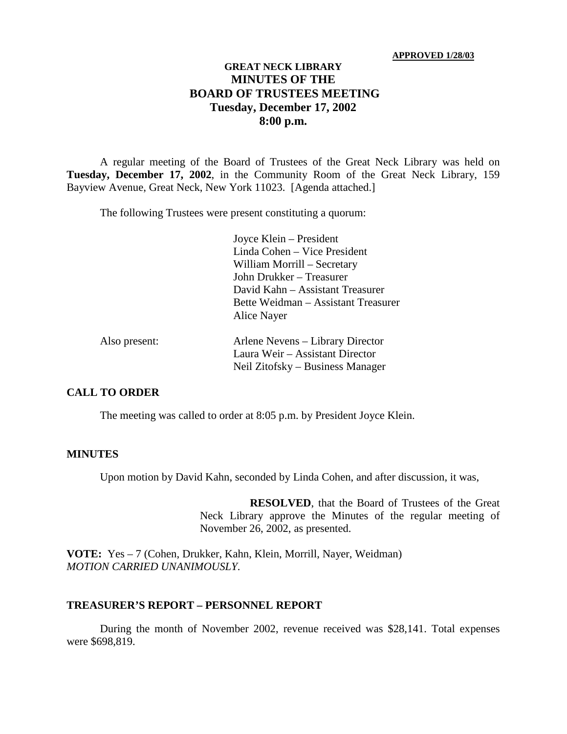**APPROVED 1/28/03**

# GREAT NECK LIBRARY
## MINUTES OF THE
## BOARD OF TRUSTEES MEETING
## Tuesday, December 17, 2002
## 8:00 p.m.

A regular meeting of the Board of Trustees of the Great Neck Library was held on **Tuesday, December 17, 2002**, in the Community Room of the Great Neck Library, 159 Bayview Avenue, Great Neck, New York 11023. [Agenda attached.]

The following Trustees were present constituting a quorum:

Joyce Klein – President
Linda Cohen – Vice President
William Morrill – Secretary
John Drukker – Treasurer
David Kahn – Assistant Treasurer
Bette Weidman – Assistant Treasurer
Alice Nayer

Also present:

Arlene Nevens – Library Director
Laura Weir – Assistant Director
Neil Zitofsky – Business Manager

### CALL TO ORDER

The meeting was called to order at 8:05 p.m. by President Joyce Klein.

### MINUTES

Upon motion by David Kahn, seconded by Linda Cohen, and after discussion, it was,

> **RESOLVED**, that the Board of Trustees of the Great Neck Library approve the Minutes of the regular meeting of November 26, 2002, as presented.

**VOTE:** Yes – 7 (Cohen, Drukker, Kahn, Klein, Morrill, Nayer, Weidman)
*MOTION CARRIED UNANIMOUSLY.*

### TREASURER'S REPORT – PERSONNEL REPORT

During the month of November 2002, revenue received was $28,141. Total expenses were $698,819.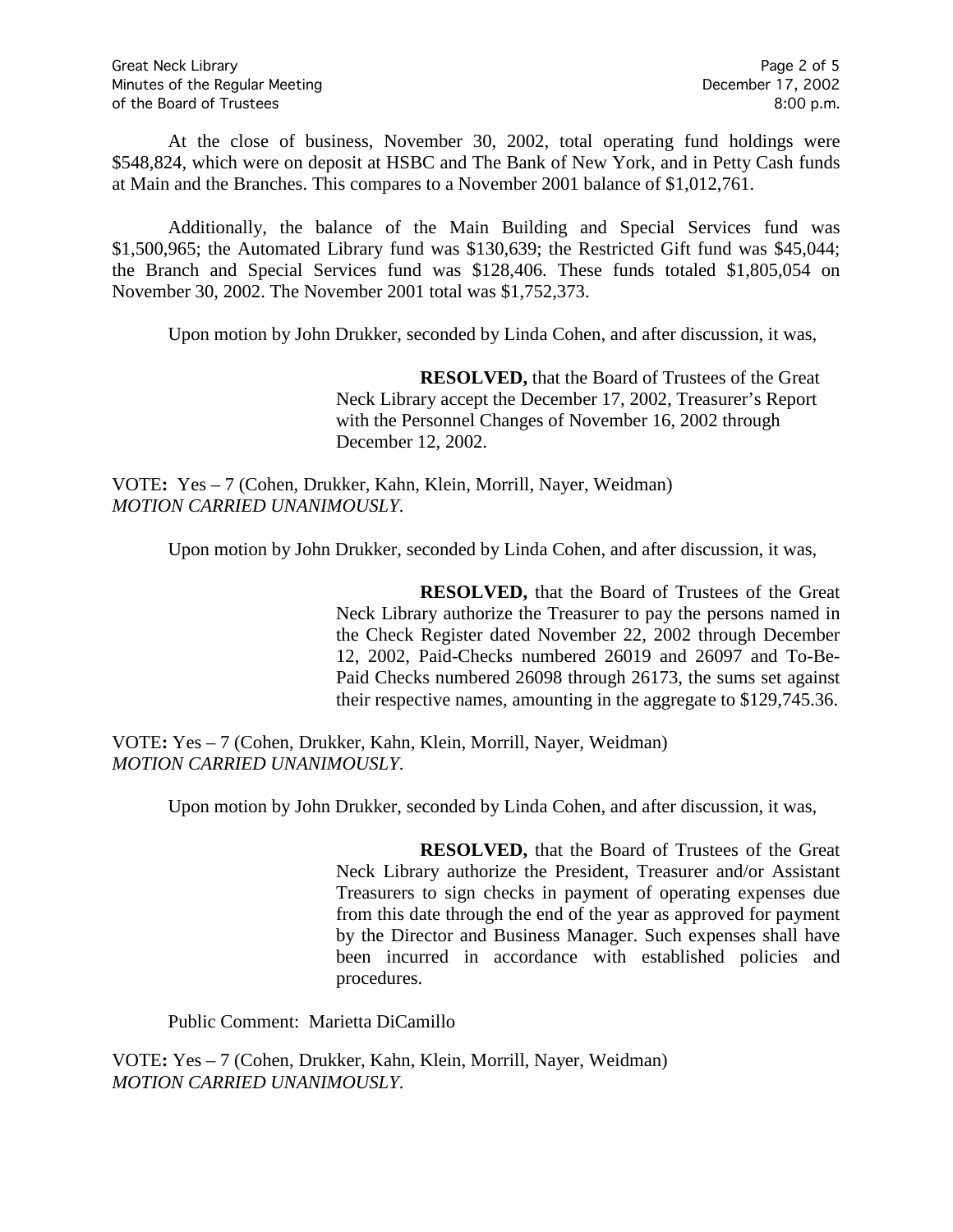At the close of business, November 30, 2002, total operating fund holdings were $548,824, which were on deposit at HSBC and The Bank of New York, and in Petty Cash funds at Main and the Branches. This compares to a November 2001 balance of $1,012,761.

Additionally, the balance of the Main Building and Special Services fund was $1,500,965; the Automated Library fund was $130,639; the Restricted Gift fund was $45,044; the Branch and Special Services fund was $128,406. These funds totaled $1,805,054 on November 30, 2002. The November 2001 total was $1,752,373.

Upon motion by John Drukker, seconded by Linda Cohen, and after discussion, it was,

> **RESOLVED,** that the Board of Trustees of the Great Neck Library accept the December 17, 2002, Treasurer's Report with the Personnel Changes of November 16, 2002 through December 12, 2002.

VOTE**:** Yes – 7 (Cohen, Drukker, Kahn, Klein, Morrill, Nayer, Weidman)
*MOTION CARRIED UNANIMOUSLY.*

Upon motion by John Drukker, seconded by Linda Cohen, and after discussion, it was,

> **RESOLVED,** that the Board of Trustees of the Great Neck Library authorize the Treasurer to pay the persons named in the Check Register dated November 22, 2002 through December 12, 2002, Paid-Checks numbered 26019 and 26097 and To-Be-Paid Checks numbered 26098 through 26173, the sums set against their respective names, amounting in the aggregate to $129,745.36.

VOTE**:** Yes – 7 (Cohen, Drukker, Kahn, Klein, Morrill, Nayer, Weidman)
*MOTION CARRIED UNANIMOUSLY.*

Upon motion by John Drukker, seconded by Linda Cohen, and after discussion, it was,

> **RESOLVED,** that the Board of Trustees of the Great Neck Library authorize the President, Treasurer and/or Assistant Treasurers to sign checks in payment of operating expenses due from this date through the end of the year as approved for payment by the Director and Business Manager. Such expenses shall have been incurred in accordance with established policies and procedures.

Public Comment: Marietta DiCamillo

VOTE**:** Yes – 7 (Cohen, Drukker, Kahn, Klein, Morrill, Nayer, Weidman)
*MOTION CARRIED UNANIMOUSLY.*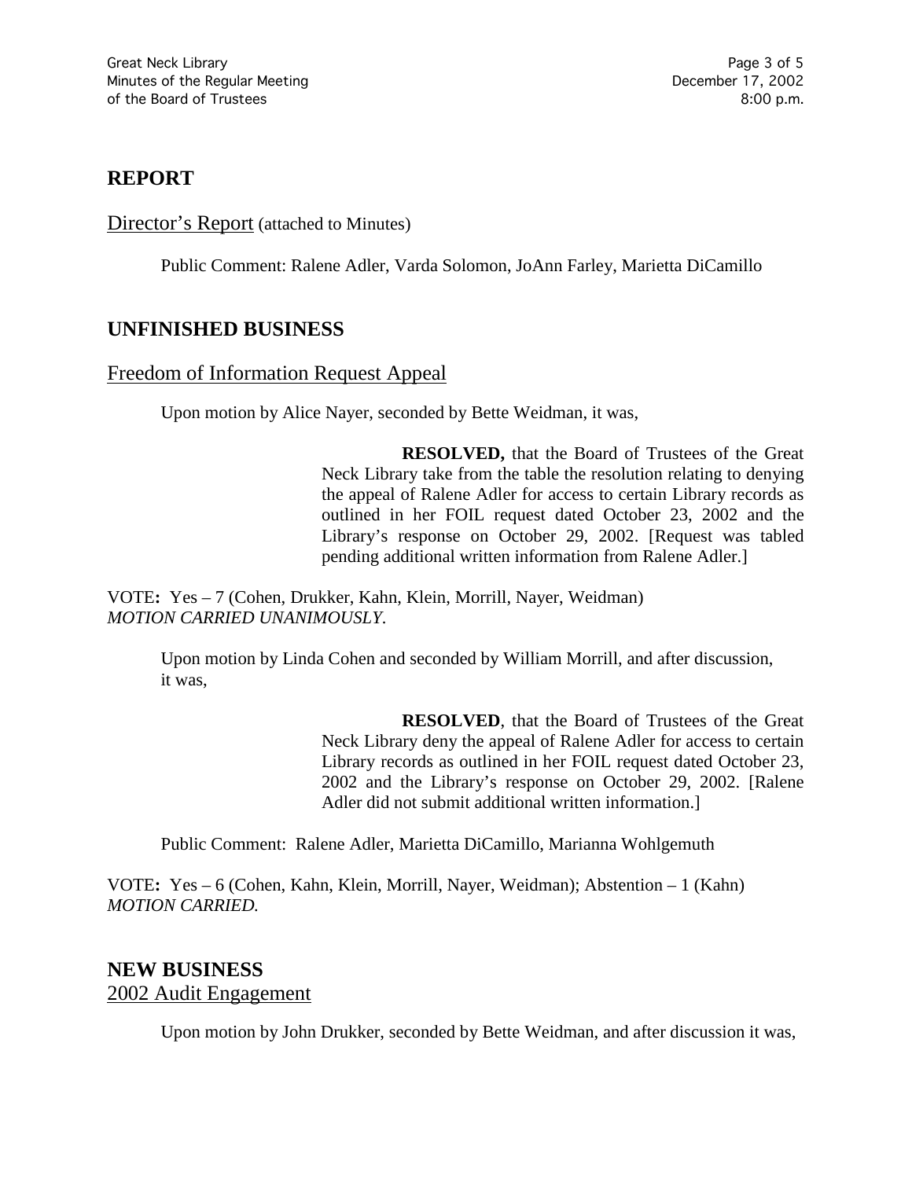## REPORT

Director's Report (attached to Minutes)

Public Comment: Ralene Adler, Varda Solomon, JoAnn Farley, Marietta DiCamillo

## UNFINISHED BUSINESS

### Freedom of Information Request Appeal

Upon motion by Alice Nayer, seconded by Bette Weidman, it was,

> **RESOLVED,** that the Board of Trustees of the Great Neck Library take from the table the resolution relating to denying the appeal of Ralene Adler for access to certain Library records as outlined in her FOIL request dated October 23, 2002 and the Library's response on October 29, 2002. [Request was tabled pending additional written information from Ralene Adler.]

VOTE**:** Yes – 7 (Cohen, Drukker, Kahn, Klein, Morrill, Nayer, Weidman)
*MOTION CARRIED UNANIMOUSLY.*

Upon motion by Linda Cohen and seconded by William Morrill, and after discussion, it was,

> **RESOLVED**, that the Board of Trustees of the Great Neck Library deny the appeal of Ralene Adler for access to certain Library records as outlined in her FOIL request dated October 23, 2002 and the Library's response on October 29, 2002. [Ralene Adler did not submit additional written information.]

Public Comment: Ralene Adler, Marietta DiCamillo, Marianna Wohlgemuth

VOTE**:** Yes – 6 (Cohen, Kahn, Klein, Morrill, Nayer, Weidman); Abstention – 1 (Kahn)
*MOTION CARRIED.*

## NEW BUSINESS

### 2002 Audit Engagement

Upon motion by John Drukker, seconded by Bette Weidman, and after discussion it was,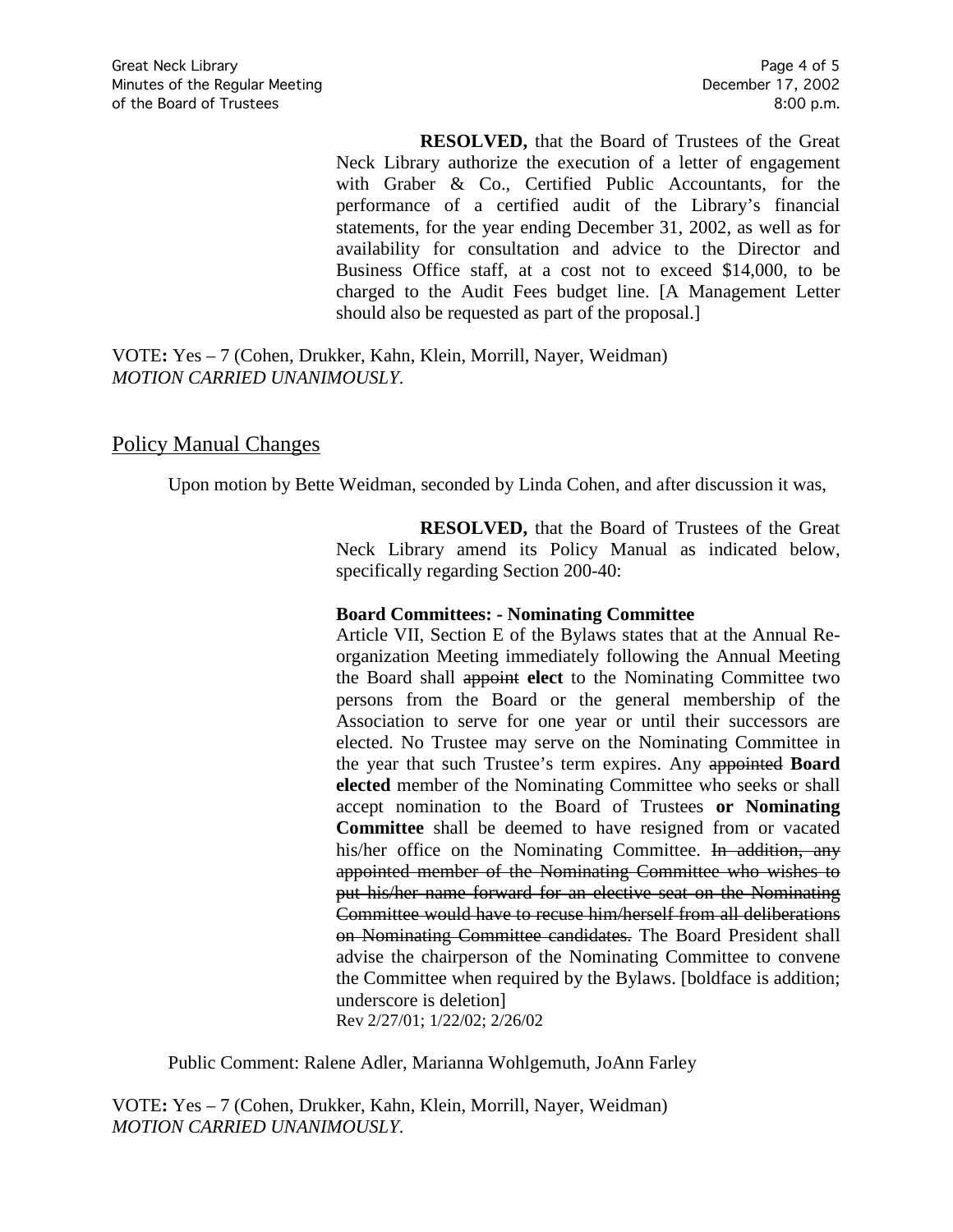**RESOLVED,** that the Board of Trustees of the Great Neck Library authorize the execution of a letter of engagement with Graber & Co., Certified Public Accountants, for the performance of a certified audit of the Library's financial statements, for the year ending December 31, 2002, as well as for availability for consultation and advice to the Director and Business Office staff, at a cost not to exceed $14,000, to be charged to the Audit Fees budget line. [A Management Letter should also be requested as part of the proposal.]

VOTE**:** Yes – 7 (Cohen, Drukker, Kahn, Klein, Morrill, Nayer, Weidman)
*MOTION CARRIED UNANIMOUSLY.*

## Policy Manual Changes

Upon motion by Bette Weidman, seconded by Linda Cohen, and after discussion it was,

**RESOLVED,** that the Board of Trustees of the Great Neck Library amend its Policy Manual as indicated below, specifically regarding Section 200-40:

**Board Committees: - Nominating Committee**
Article VII, Section E of the Bylaws states that at the Annual Re-organization Meeting immediately following the Annual Meeting the Board shall ~~appoint~~ **elect** to the Nominating Committee two persons from the Board or the general membership of the Association to serve for one year or until their successors are elected. No Trustee may serve on the Nominating Committee in the year that such Trustee's term expires. Any ~~appointed~~ **Board elected** member of the Nominating Committee who seeks or shall accept nomination to the Board of Trustees **or Nominating Committee** shall be deemed to have resigned from or vacated his/her office on the Nominating Committee. ~~In addition, any appointed member of the Nominating Committee who wishes to put his/her name forward for an elective seat on the Nominating Committee would have to recuse him/herself from all deliberations on Nominating Committee candidates.~~ The Board President shall advise the chairperson of the Nominating Committee to convene the Committee when required by the Bylaws. [boldface is addition; underscore is deletion]
Rev 2/27/01; 1/22/02; 2/26/02

Public Comment: Ralene Adler, Marianna Wohlgemuth, JoAnn Farley

VOTE**:** Yes – 7 (Cohen, Drukker, Kahn, Klein, Morrill, Nayer, Weidman)
*MOTION CARRIED UNANIMOUSLY.*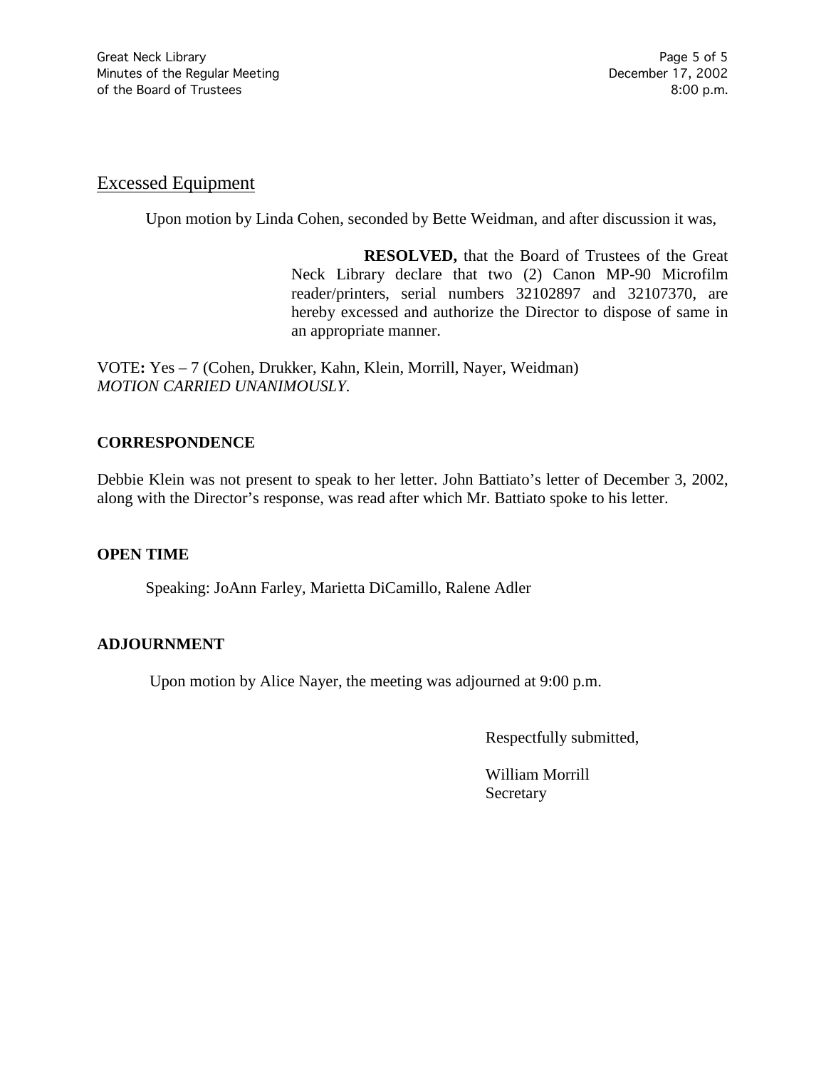## Excessed Equipment

Upon motion by Linda Cohen, seconded by Bette Weidman, and after discussion it was,

> **RESOLVED,** that the Board of Trustees of the Great Neck Library declare that two (2) Canon MP-90 Microfilm reader/printers, serial numbers 32102897 and 32107370, are hereby excessed and authorize the Director to dispose of same in an appropriate manner.

VOTE**:** Yes – 7 (Cohen, Drukker, Kahn, Klein, Morrill, Nayer, Weidman)
*MOTION CARRIED UNANIMOUSLY*.

**CORRESPONDENCE**

Debbie Klein was not present to speak to her letter. John Battiato's letter of December 3, 2002, along with the Director's response, was read after which Mr. Battiato spoke to his letter.

**OPEN TIME**

Speaking: JoAnn Farley, Marietta DiCamillo, Ralene Adler

**ADJOURNMENT**

Upon motion by Alice Nayer, the meeting was adjourned at 9:00 p.m.

Respectfully submitted,

William Morrill
Secretary